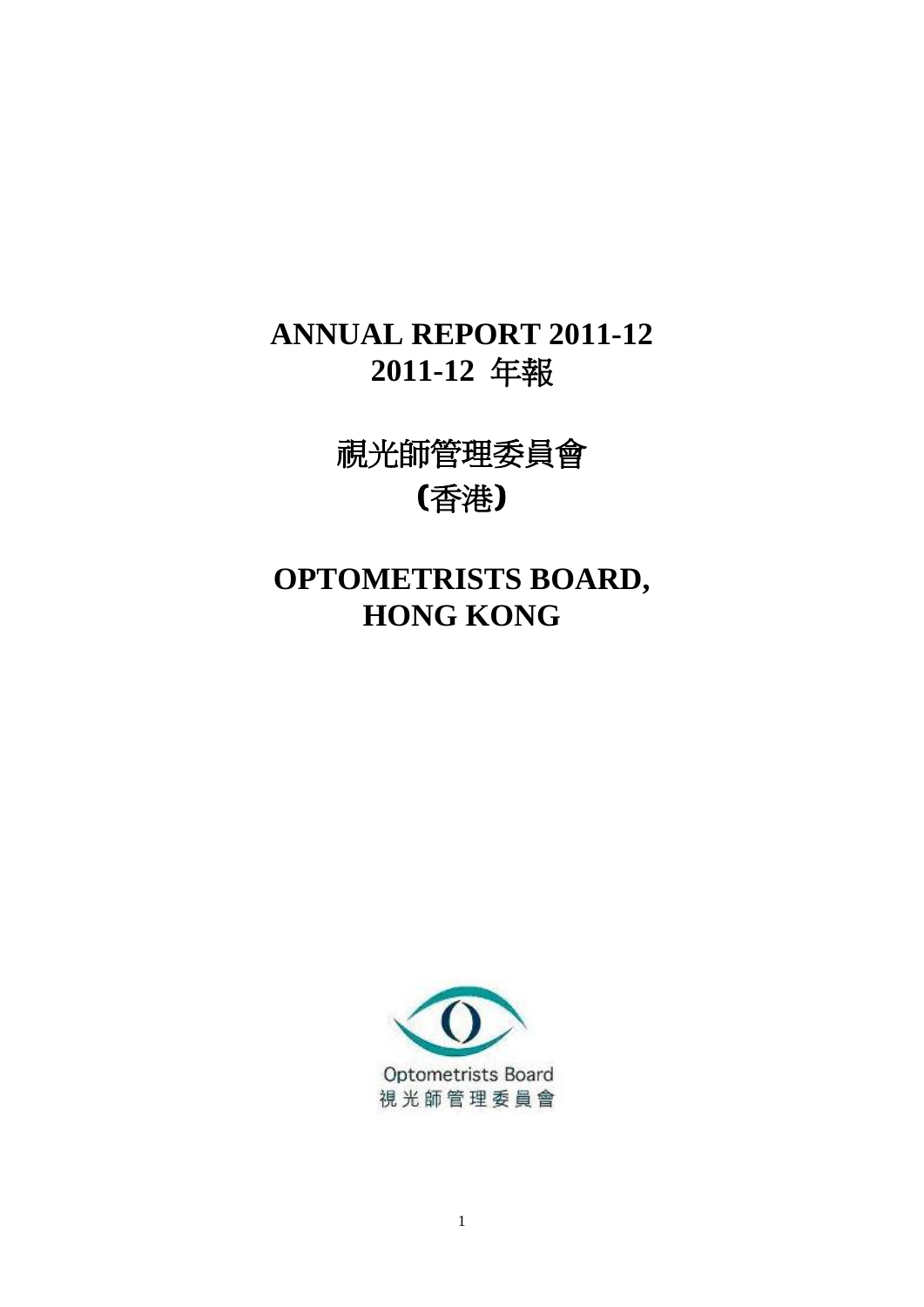# ANNUAL REPORT 2011-12
# 2011-12 年報

# 視光師管理委員會
# （香港）

# OPTOMETRISTS BOARD, HONG KONG

Optometrists Board
視光師管理委員會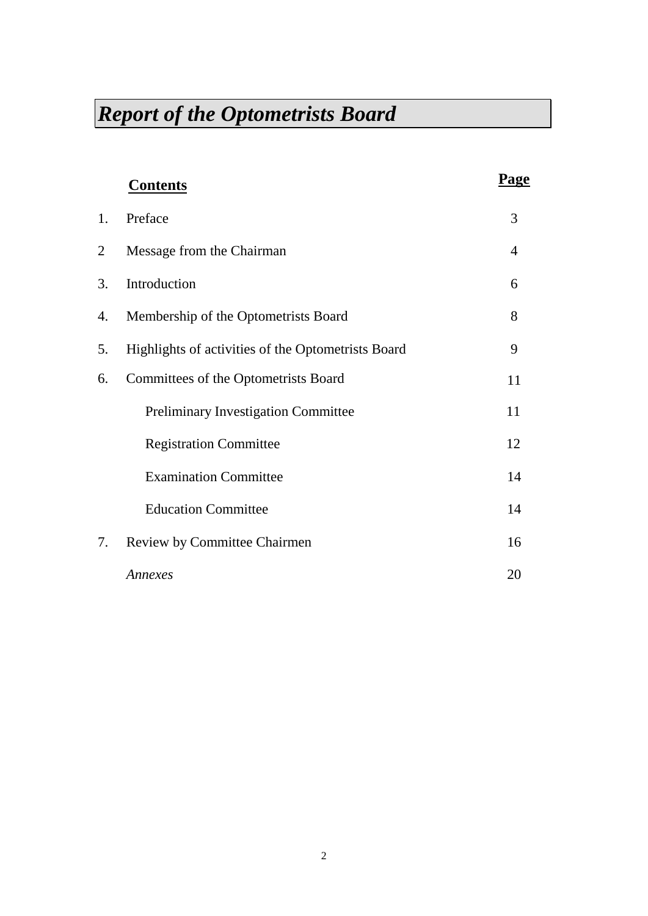# *Report of the Optometrists Board*

| | **Contents** | **Page** |
|---|---|---|
| 1. | Preface | 3 |
| 2 | Message from the Chairman | 4 |
| 3. | Introduction | 6 |
| 4. | Membership of the Optometrists Board | 8 |
| 5. | Highlights of activities of the Optometrists Board | 9 |
| 6. | Committees of the Optometrists Board | 11 |
| | Preliminary Investigation Committee | 11 |
| | Registration Committee | 12 |
| | Examination Committee | 14 |
| | Education Committee | 14 |
| 7. | Review by Committee Chairmen | 16 |
| | *Annexes* | 20 |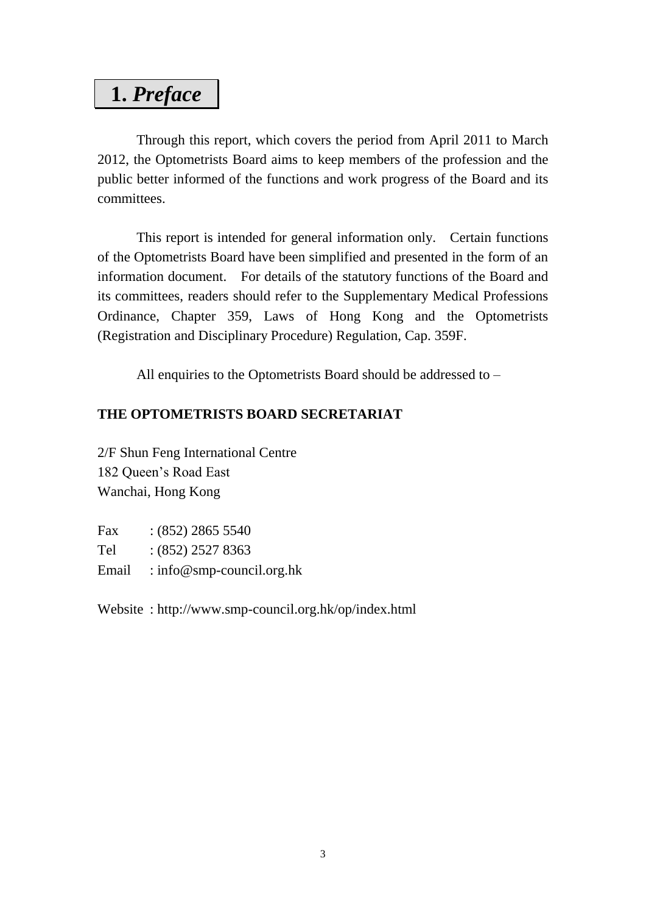# 1. *Preface*

Through this report, which covers the period from April 2011 to March 2012, the Optometrists Board aims to keep members of the profession and the public better informed of the functions and work progress of the Board and its committees.

This report is intended for general information only. Certain functions of the Optometrists Board have been simplified and presented in the form of an information document. For details of the statutory functions of the Board and its committees, readers should refer to the Supplementary Medical Professions Ordinance, Chapter 359, Laws of Hong Kong and the Optometrists (Registration and Disciplinary Procedure) Regulation, Cap. 359F.

All enquiries to the Optometrists Board should be addressed to –

**THE OPTOMETRISTS BOARD SECRETARIAT**

2/F Shun Feng International Centre
182 Queen's Road East
Wanchai, Hong Kong

Fax : (852) 2865 5540
Tel : (852) 2527 8363
Email : info@smp-council.org.hk

Website : http://www.smp-council.org.hk/op/index.html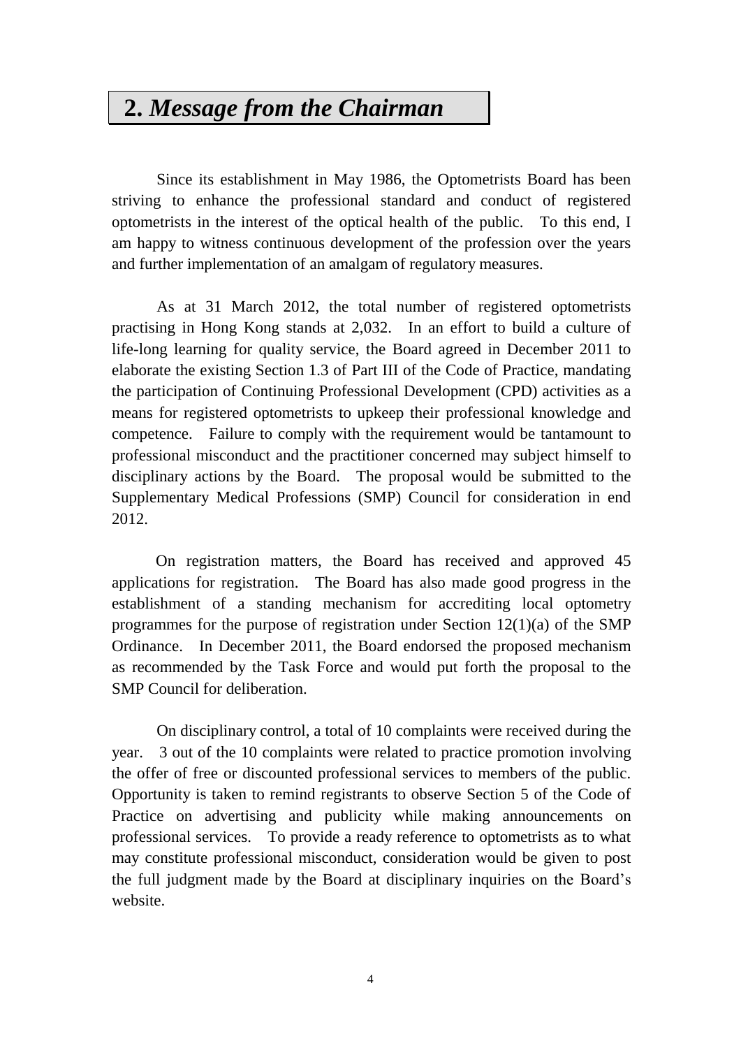## 2. *Message from the Chairman*

Since its establishment in May 1986, the Optometrists Board has been striving to enhance the professional standard and conduct of registered optometrists in the interest of the optical health of the public. To this end, I am happy to witness continuous development of the profession over the years and further implementation of an amalgam of regulatory measures.

As at 31 March 2012, the total number of registered optometrists practising in Hong Kong stands at 2,032. In an effort to build a culture of life-long learning for quality service, the Board agreed in December 2011 to elaborate the existing Section 1.3 of Part III of the Code of Practice, mandating the participation of Continuing Professional Development (CPD) activities as a means for registered optometrists to upkeep their professional knowledge and competence. Failure to comply with the requirement would be tantamount to professional misconduct and the practitioner concerned may subject himself to disciplinary actions by the Board. The proposal would be submitted to the Supplementary Medical Professions (SMP) Council for consideration in end 2012.

On registration matters, the Board has received and approved 45 applications for registration. The Board has also made good progress in the establishment of a standing mechanism for accrediting local optometry programmes for the purpose of registration under Section 12(1)(a) of the SMP Ordinance. In December 2011, the Board endorsed the proposed mechanism as recommended by the Task Force and would put forth the proposal to the SMP Council for deliberation.

On disciplinary control, a total of 10 complaints were received during the year. 3 out of the 10 complaints were related to practice promotion involving the offer of free or discounted professional services to members of the public. Opportunity is taken to remind registrants to observe Section 5 of the Code of Practice on advertising and publicity while making announcements on professional services. To provide a ready reference to optometrists as to what may constitute professional misconduct, consideration would be given to post the full judgment made by the Board at disciplinary inquiries on the Board's website.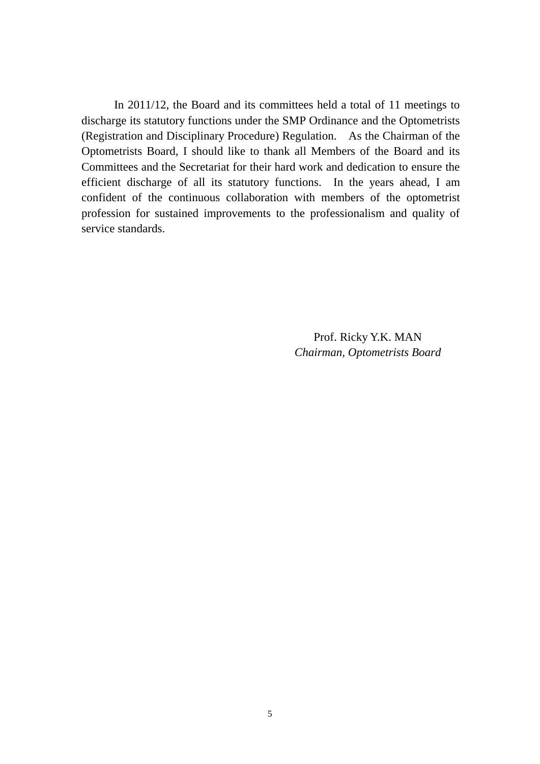In 2011/12, the Board and its committees held a total of 11 meetings to discharge its statutory functions under the SMP Ordinance and the Optometrists (Registration and Disciplinary Procedure) Regulation. As the Chairman of the Optometrists Board, I should like to thank all Members of the Board and its Committees and the Secretariat for their hard work and dedication to ensure the efficient discharge of all its statutory functions. In the years ahead, I am confident of the continuous collaboration with members of the optometrist profession for sustained improvements to the professionalism and quality of service standards.

Prof. Ricky Y.K. MAN
*Chairman, Optometrists Board*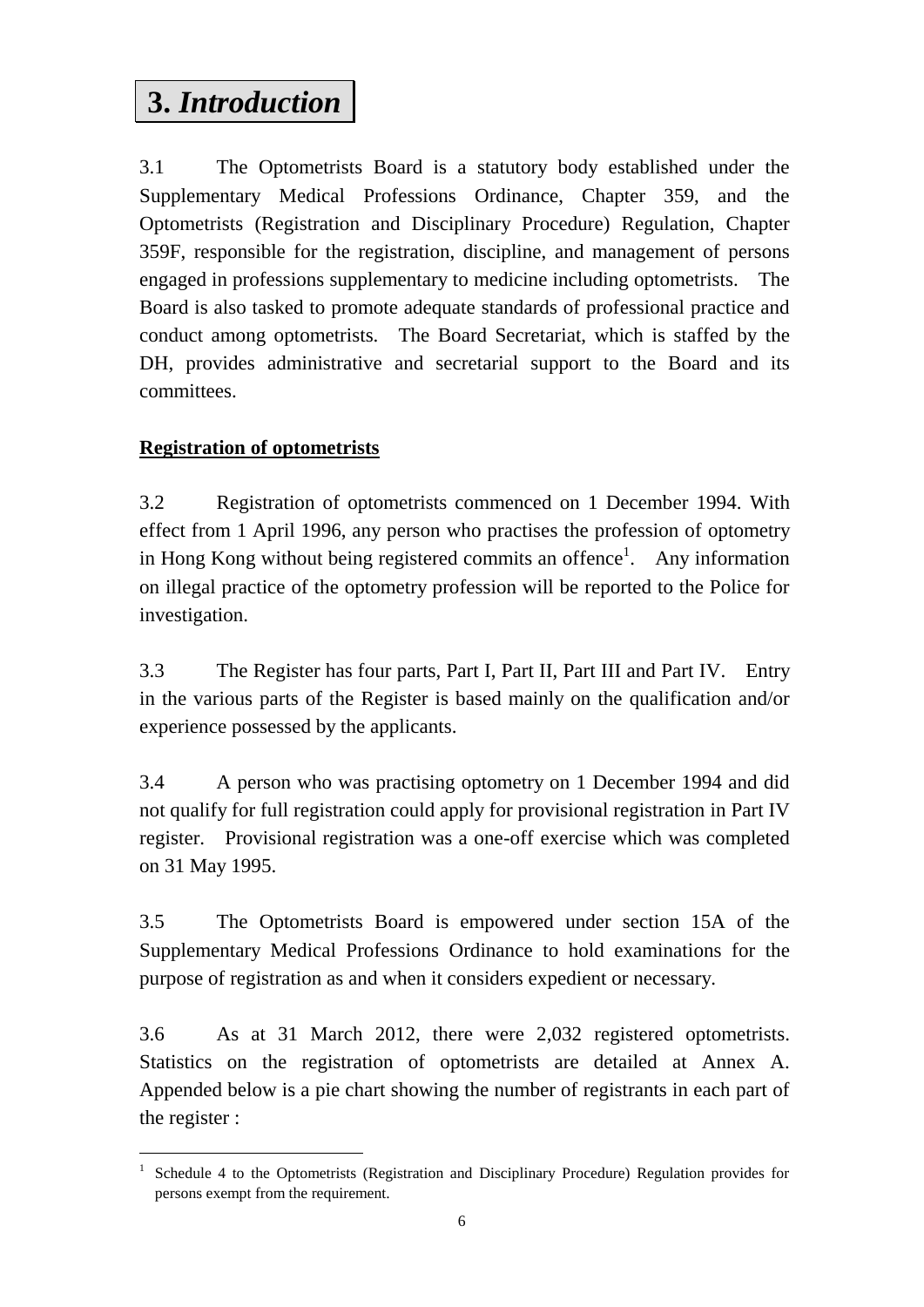# 3. *Introduction*

3.1 The Optometrists Board is a statutory body established under the Supplementary Medical Professions Ordinance, Chapter 359, and the Optometrists (Registration and Disciplinary Procedure) Regulation, Chapter 359F, responsible for the registration, discipline, and management of persons engaged in professions supplementary to medicine including optometrists. The Board is also tasked to promote adequate standards of professional practice and conduct among optometrists. The Board Secretariat, which is staffed by the DH, provides administrative and secretarial support to the Board and its committees.

**Registration of optometrists**

3.2 Registration of optometrists commenced on 1 December 1994. With effect from 1 April 1996, any person who practises the profession of optometry in Hong Kong without being registered commits an offence[1]. Any information on illegal practice of the optometry profession will be reported to the Police for investigation.

3.3 The Register has four parts, Part I, Part II, Part III and Part IV. Entry in the various parts of the Register is based mainly on the qualification and/or experience possessed by the applicants.

3.4 A person who was practising optometry on 1 December 1994 and did not qualify for full registration could apply for provisional registration in Part IV register. Provisional registration was a one-off exercise which was completed on 31 May 1995.

3.5 The Optometrists Board is empowered under section 15A of the Supplementary Medical Professions Ordinance to hold examinations for the purpose of registration as and when it considers expedient or necessary.

3.6 As at 31 March 2012, there were 2,032 registered optometrists. Statistics on the registration of optometrists are detailed at Annex A. Appended below is a pie chart showing the number of registrants in each part of the register :

---

[1] Schedule 4 to the Optometrists (Registration and Disciplinary Procedure) Regulation provides for persons exempt from the requirement.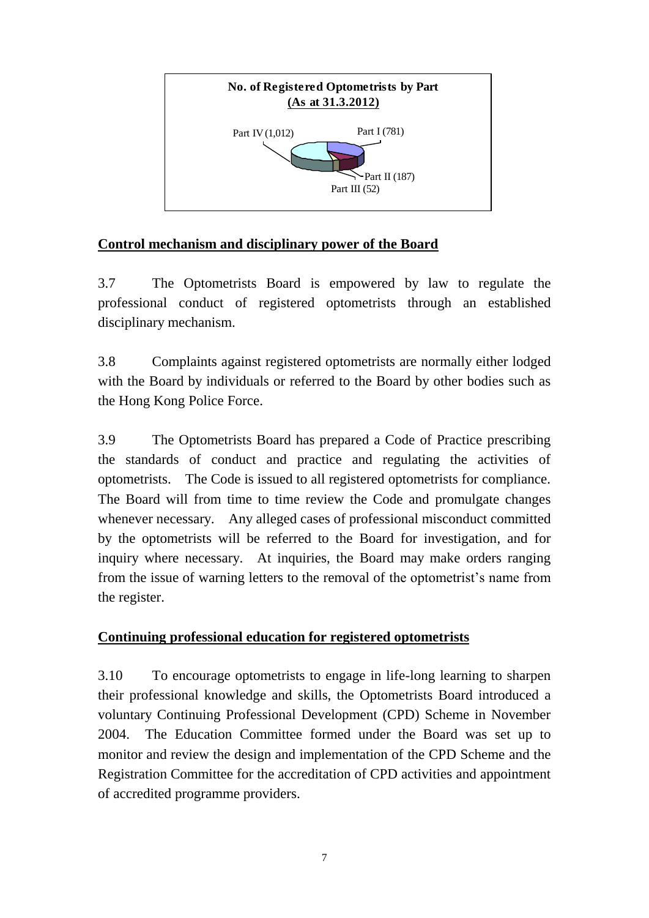**No. of Registered Optometrists by Part**
**(As at 31.3.2012)**

Part I (781)
Part II (187)
Part III (52)
Part IV (1,012)

## Control mechanism and disciplinary power of the Board

3.7 The Optometrists Board is empowered by law to regulate the professional conduct of registered optometrists through an established disciplinary mechanism.

3.8 Complaints against registered optometrists are normally either lodged with the Board by individuals or referred to the Board by other bodies such as the Hong Kong Police Force.

3.9 The Optometrists Board has prepared a Code of Practice prescribing the standards of conduct and practice and regulating the activities of optometrists. The Code is issued to all registered optometrists for compliance. The Board will from time to time review the Code and promulgate changes whenever necessary. Any alleged cases of professional misconduct committed by the optometrists will be referred to the Board for investigation, and for inquiry where necessary. At inquiries, the Board may make orders ranging from the issue of warning letters to the removal of the optometrist's name from the register.

## Continuing professional education for registered optometrists

3.10 To encourage optometrists to engage in life-long learning to sharpen their professional knowledge and skills, the Optometrists Board introduced a voluntary Continuing Professional Development (CPD) Scheme in November 2004. The Education Committee formed under the Board was set up to monitor and review the design and implementation of the CPD Scheme and the Registration Committee for the accreditation of CPD activities and appointment of accredited programme providers.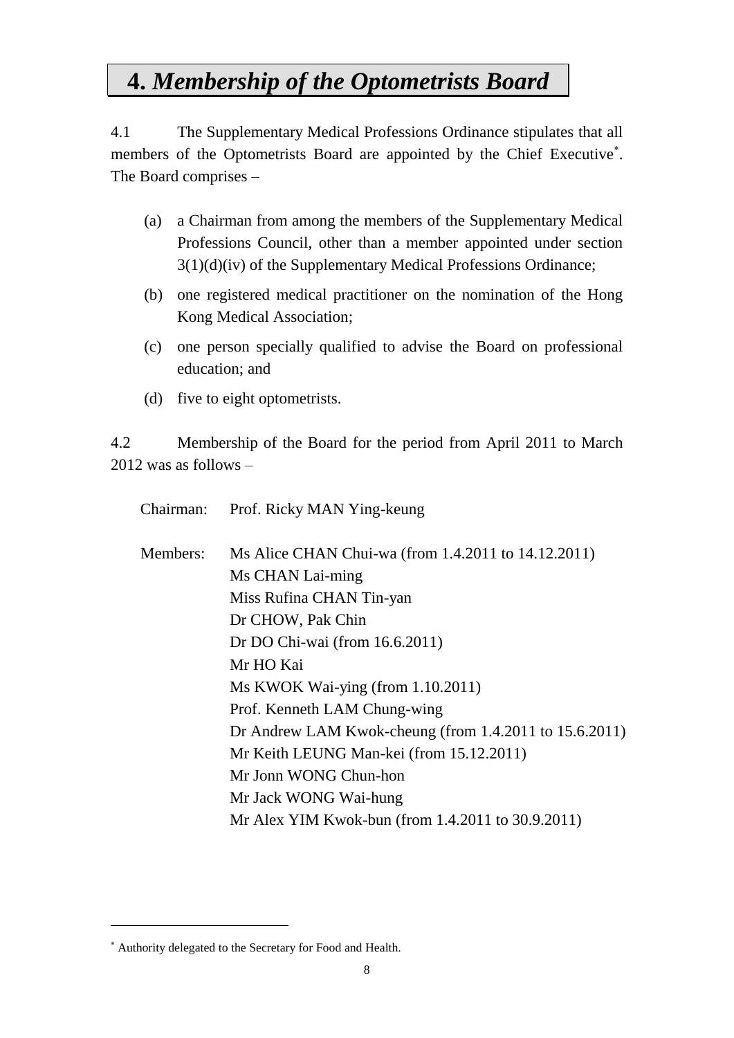# 4. *Membership of the Optometrists Board*

4.1 The Supplementary Medical Professions Ordinance stipulates that all members of the Optometrists Board are appointed by the Chief Executive[*]. The Board comprises –

(a) a Chairman from among the members of the Supplementary Medical Professions Council, other than a member appointed under section 3(1)(d)(iv) of the Supplementary Medical Professions Ordinance;

(b) one registered medical practitioner on the nomination of the Hong Kong Medical Association;

(c) one person specially qualified to advise the Board on professional education; and

(d) five to eight optometrists.

4.2 Membership of the Board for the period from April 2011 to March 2012 was as follows –

Chairman: Prof. Ricky MAN Ying-keung

Members:
Ms Alice CHAN Chui-wa (from 1.4.2011 to 14.12.2011)
Ms CHAN Lai-ming
Miss Rufina CHAN Tin-yan
Dr CHOW, Pak Chin
Dr DO Chi-wai (from 16.6.2011)
Mr HO Kai
Ms KWOK Wai-ying (from 1.10.2011)
Prof. Kenneth LAM Chung-wing
Dr Andrew LAM Kwok-cheung (from 1.4.2011 to 15.6.2011)
Mr Keith LEUNG Man-kei (from 15.12.2011)
Mr Jonn WONG Chun-hon
Mr Jack WONG Wai-hung
Mr Alex YIM Kwok-bun (from 1.4.2011 to 30.9.2011)

---

[*] Authority delegated to the Secretary for Food and Health.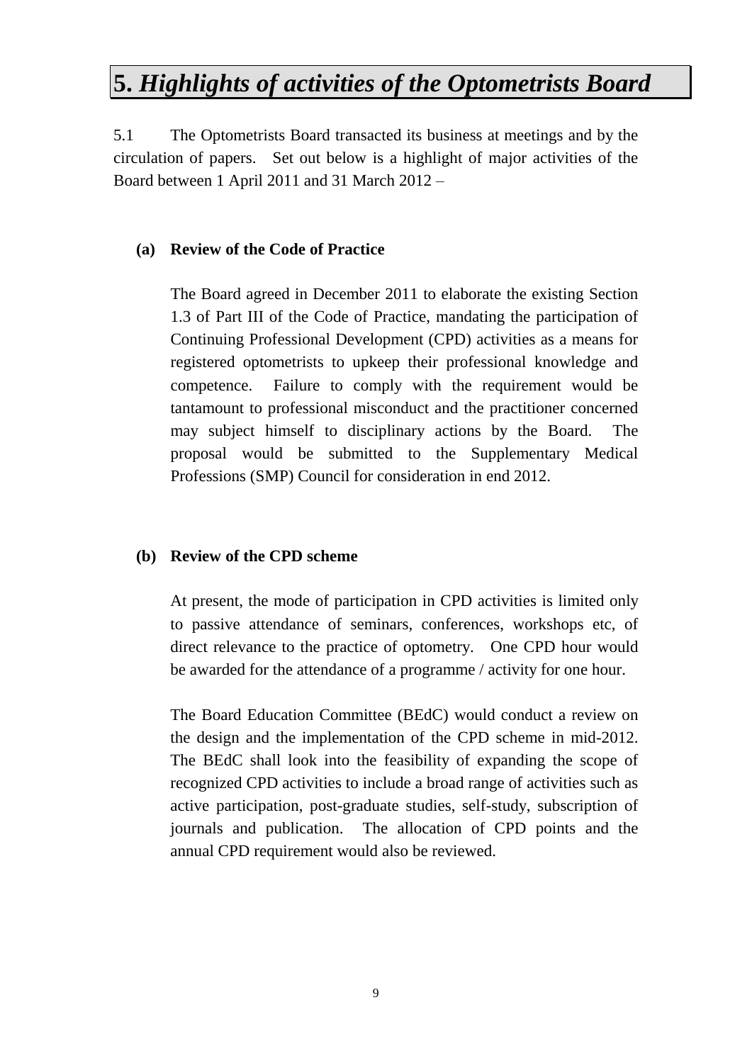# 5. *Highlights of activities of the Optometrists Board*

5.1 The Optometrists Board transacted its business at meetings and by the circulation of papers. Set out below is a highlight of major activities of the Board between 1 April 2011 and 31 March 2012 –

**(a) Review of the Code of Practice**

The Board agreed in December 2011 to elaborate the existing Section 1.3 of Part III of the Code of Practice, mandating the participation of Continuing Professional Development (CPD) activities as a means for registered optometrists to upkeep their professional knowledge and competence. Failure to comply with the requirement would be tantamount to professional misconduct and the practitioner concerned may subject himself to disciplinary actions by the Board. The proposal would be submitted to the Supplementary Medical Professions (SMP) Council for consideration in end 2012.

**(b) Review of the CPD scheme**

At present, the mode of participation in CPD activities is limited only to passive attendance of seminars, conferences, workshops etc, of direct relevance to the practice of optometry. One CPD hour would be awarded for the attendance of a programme / activity for one hour.

The Board Education Committee (BEdC) would conduct a review on the design and the implementation of the CPD scheme in mid-2012. The BEdC shall look into the feasibility of expanding the scope of recognized CPD activities to include a broad range of activities such as active participation, post-graduate studies, self-study, subscription of journals and publication. The allocation of CPD points and the annual CPD requirement would also be reviewed.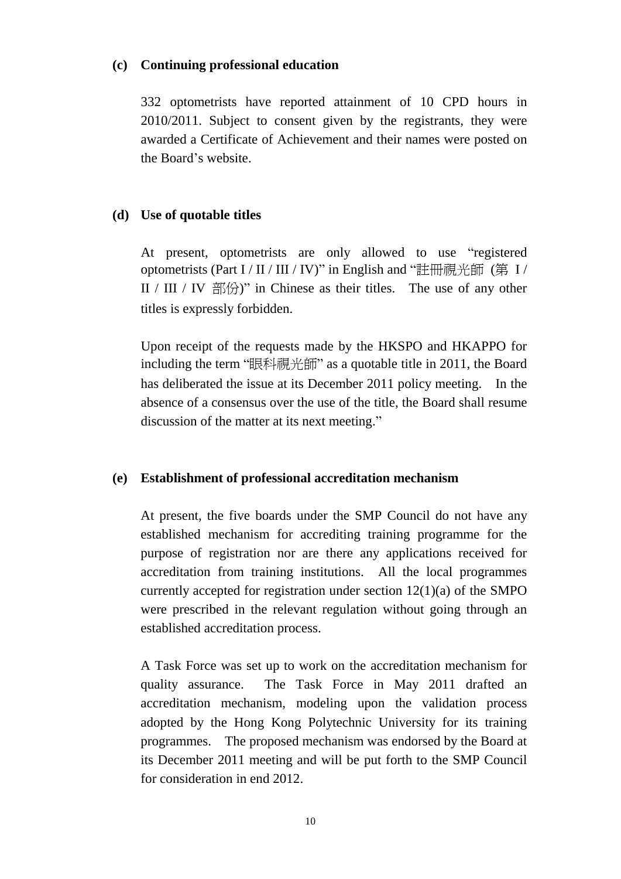### (c) Continuing professional education

332 optometrists have reported attainment of 10 CPD hours in 2010/2011. Subject to consent given by the registrants, they were awarded a Certificate of Achievement and their names were posted on the Board's website.

### (d) Use of quotable titles

At present, optometrists are only allowed to use "registered optometrists (Part I / II / III / IV)" in English and "註冊視光師 (第 I / II / III / IV 部份)" in Chinese as their titles. The use of any other titles is expressly forbidden.

Upon receipt of the requests made by the HKSPO and HKAPPO for including the term "眼科視光師" as a quotable title in 2011, the Board has deliberated the issue at its December 2011 policy meeting. In the absence of a consensus over the use of the title, the Board shall resume discussion of the matter at its next meeting."

### (e) Establishment of professional accreditation mechanism

At present, the five boards under the SMP Council do not have any established mechanism for accrediting training programme for the purpose of registration nor are there any applications received for accreditation from training institutions. All the local programmes currently accepted for registration under section 12(1)(a) of the SMPO were prescribed in the relevant regulation without going through an established accreditation process.

A Task Force was set up to work on the accreditation mechanism for quality assurance. The Task Force in May 2011 drafted an accreditation mechanism, modeling upon the validation process adopted by the Hong Kong Polytechnic University for its training programmes. The proposed mechanism was endorsed by the Board at its December 2011 meeting and will be put forth to the SMP Council for consideration in end 2012.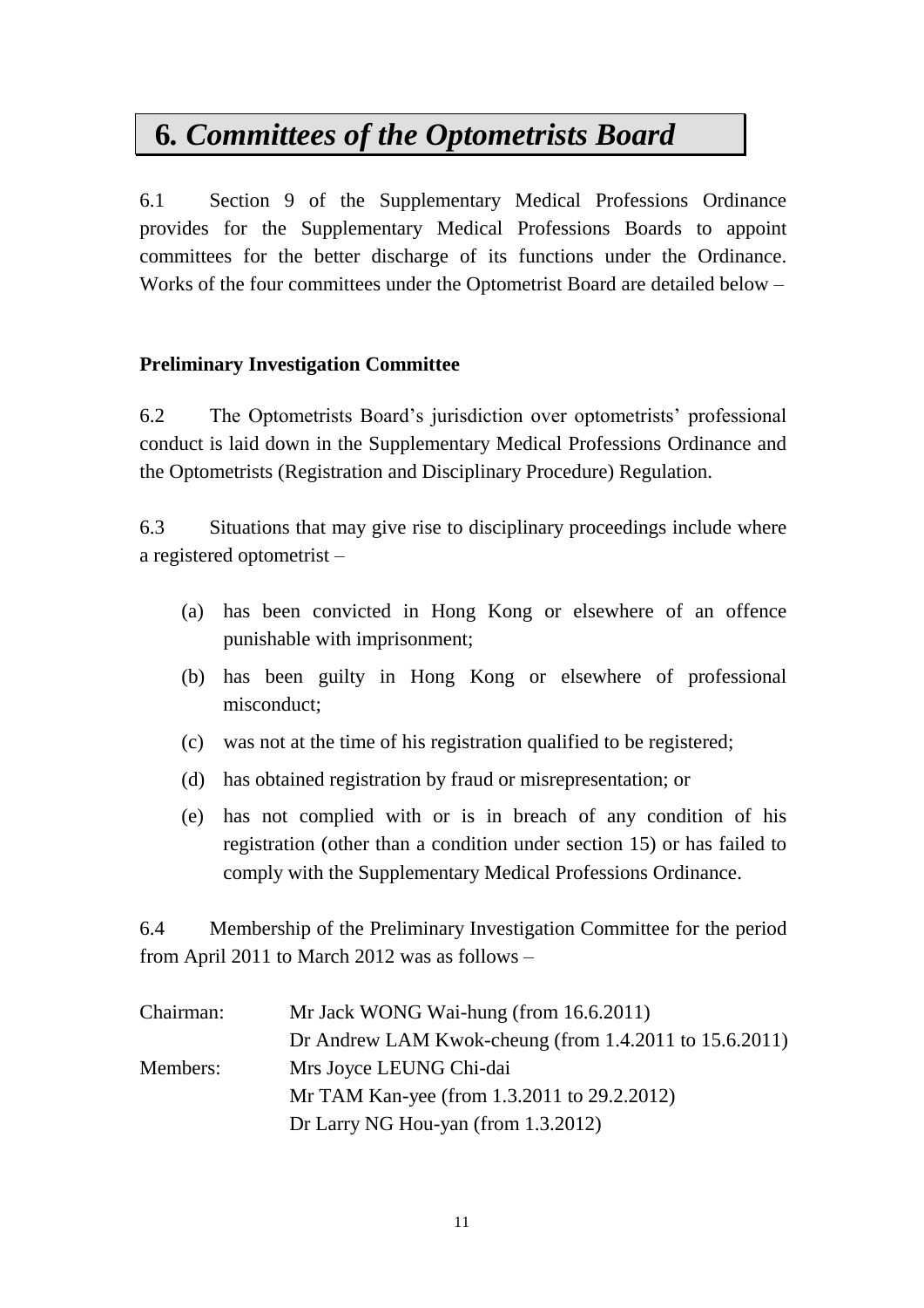# 6. *Committees of the Optometrists Board*

6.1 Section 9 of the Supplementary Medical Professions Ordinance provides for the Supplementary Medical Professions Boards to appoint committees for the better discharge of its functions under the Ordinance. Works of the four committees under the Optometrist Board are detailed below –

**Preliminary Investigation Committee**

6.2 The Optometrists Board's jurisdiction over optometrists' professional conduct is laid down in the Supplementary Medical Professions Ordinance and the Optometrists (Registration and Disciplinary Procedure) Regulation.

6.3 Situations that may give rise to disciplinary proceedings include where a registered optometrist –

(a) has been convicted in Hong Kong or elsewhere of an offence punishable with imprisonment;

(b) has been guilty in Hong Kong or elsewhere of professional misconduct;

(c) was not at the time of his registration qualified to be registered;

(d) has obtained registration by fraud or misrepresentation; or

(e) has not complied with or is in breach of any condition of his registration (other than a condition under section 15) or has failed to comply with the Supplementary Medical Professions Ordinance.

6.4 Membership of the Preliminary Investigation Committee for the period from April 2011 to March 2012 was as follows –

| | |
|---|---|
| Chairman: | Mr Jack WONG Wai-hung (from 16.6.2011) |
| | Dr Andrew LAM Kwok-cheung (from 1.4.2011 to 15.6.2011) |
| Members: | Mrs Joyce LEUNG Chi-dai |
| | Mr TAM Kan-yee (from 1.3.2011 to 29.2.2012) |
| | Dr Larry NG Hou-yan (from 1.3.2012) |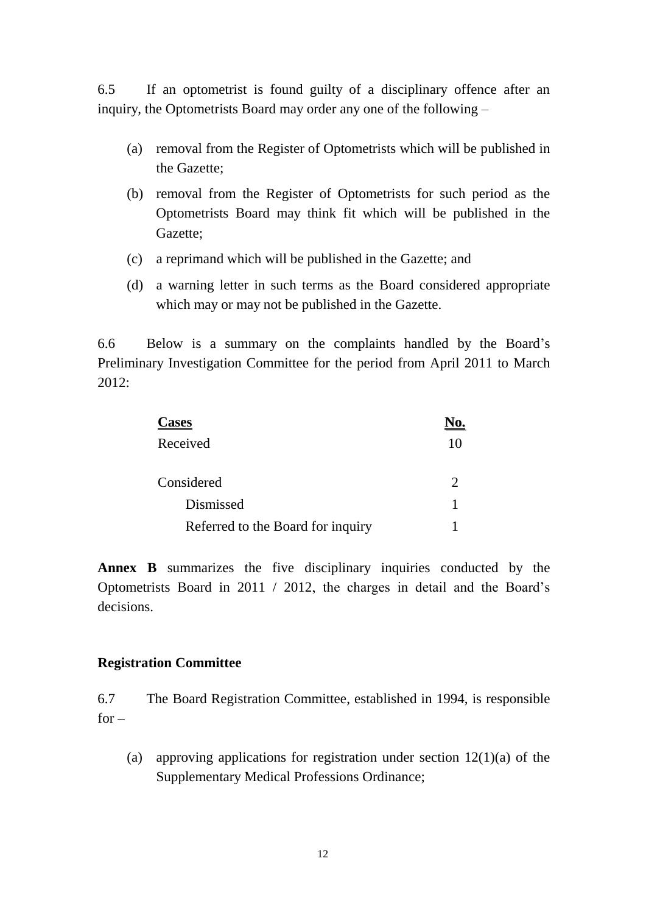6.5 If an optometrist is found guilty of a disciplinary offence after an inquiry, the Optometrists Board may order any one of the following –

(a) removal from the Register of Optometrists which will be published in the Gazette;

(b) removal from the Register of Optometrists for such period as the Optometrists Board may think fit which will be published in the Gazette;

(c) a reprimand which will be published in the Gazette; and

(d) a warning letter in such terms as the Board considered appropriate which may or may not be published in the Gazette.

6.6 Below is a summary on the complaints handled by the Board's Preliminary Investigation Committee for the period from April 2011 to March 2012:

| Cases | No. |
|---|---|
| Received | 10 |
| Considered | 2 |
| Dismissed | 1 |
| Referred to the Board for inquiry | 1 |

**Annex B** summarizes the five disciplinary inquiries conducted by the Optometrists Board in 2011 / 2012, the charges in detail and the Board's decisions.

**Registration Committee**

6.7 The Board Registration Committee, established in 1994, is responsible for –

(a) approving applications for registration under section 12(1)(a) of the Supplementary Medical Professions Ordinance;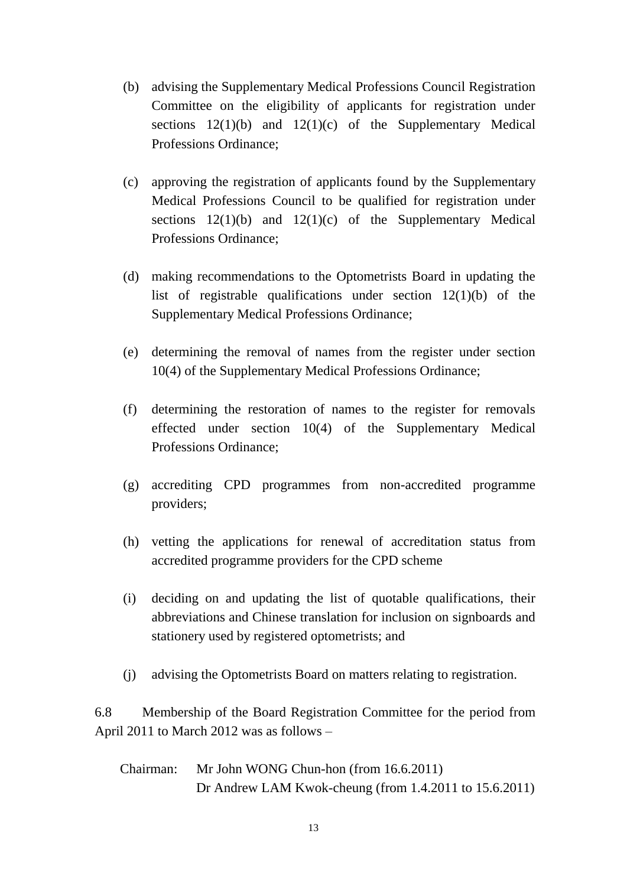(b) advising the Supplementary Medical Professions Council Registration Committee on the eligibility of applicants for registration under sections 12(1)(b) and 12(1)(c) of the Supplementary Medical Professions Ordinance;

(c) approving the registration of applicants found by the Supplementary Medical Professions Council to be qualified for registration under sections 12(1)(b) and 12(1)(c) of the Supplementary Medical Professions Ordinance;

(d) making recommendations to the Optometrists Board in updating the list of registrable qualifications under section 12(1)(b) of the Supplementary Medical Professions Ordinance;

(e) determining the removal of names from the register under section 10(4) of the Supplementary Medical Professions Ordinance;

(f) determining the restoration of names to the register for removals effected under section 10(4) of the Supplementary Medical Professions Ordinance;

(g) accrediting CPD programmes from non-accredited programme providers;

(h) vetting the applications for renewal of accreditation status from accredited programme providers for the CPD scheme

(i) deciding on and updating the list of quotable qualifications, their abbreviations and Chinese translation for inclusion on signboards and stationery used by registered optometrists; and

(j) advising the Optometrists Board on matters relating to registration.

6.8 Membership of the Board Registration Committee for the period from April 2011 to March 2012 was as follows –

Chairman: Mr John WONG Chun-hon (from 16.6.2011)
Dr Andrew LAM Kwok-cheung (from 1.4.2011 to 15.6.2011)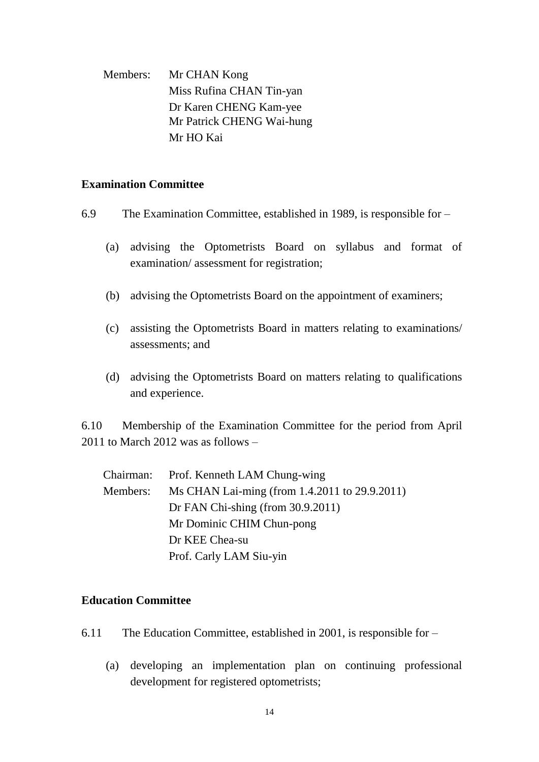Members: Mr CHAN Kong
Miss Rufina CHAN Tin-yan
Dr Karen CHENG Kam-yee
Mr Patrick CHENG Wai-hung
Mr HO Kai

**Examination Committee**

6.9 The Examination Committee, established in 1989, is responsible for –

(a) advising the Optometrists Board on syllabus and format of examination/ assessment for registration;

(b) advising the Optometrists Board on the appointment of examiners;

(c) assisting the Optometrists Board in matters relating to examinations/ assessments; and

(d) advising the Optometrists Board on matters relating to qualifications and experience.

6.10 Membership of the Examination Committee for the period from April 2011 to March 2012 was as follows –

Chairman: Prof. Kenneth LAM Chung-wing
Members: Ms CHAN Lai-ming (from 1.4.2011 to 29.9.2011)
Dr FAN Chi-shing (from 30.9.2011)
Mr Dominic CHIM Chun-pong
Dr KEE Chea-su
Prof. Carly LAM Siu-yin

**Education Committee**

6.11 The Education Committee, established in 2001, is responsible for –

(a) developing an implementation plan on continuing professional development for registered optometrists;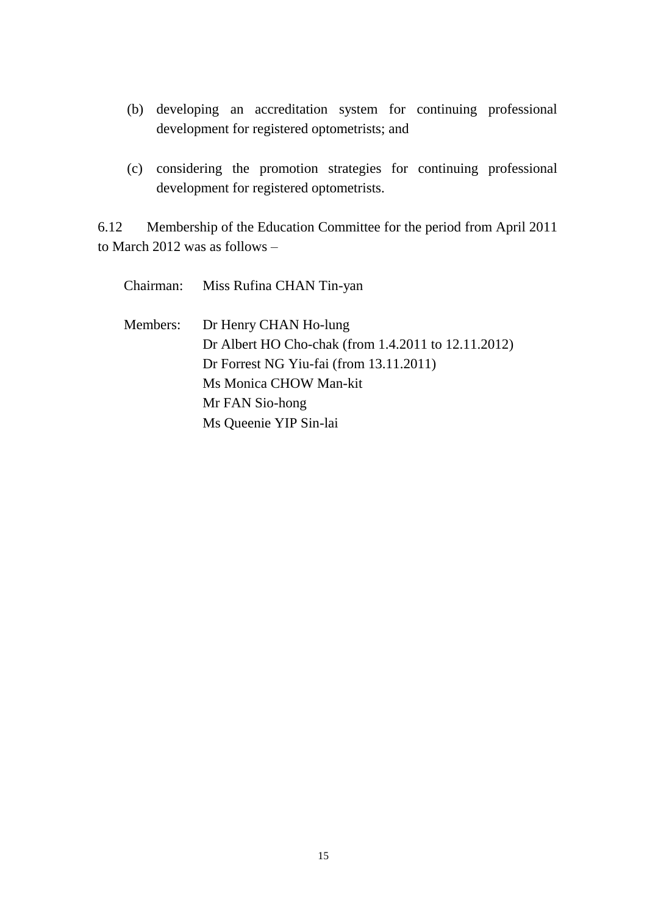(b) developing an accreditation system for continuing professional development for registered optometrists; and

(c) considering the promotion strategies for continuing professional development for registered optometrists.

6.12 Membership of the Education Committee for the period from April 2011 to March 2012 was as follows –

Chairman: Miss Rufina CHAN Tin-yan

Members: Dr Henry CHAN Ho-lung
Dr Albert HO Cho-chak (from 1.4.2011 to 12.11.2012)
Dr Forrest NG Yiu-fai (from 13.11.2011)
Ms Monica CHOW Man-kit
Mr FAN Sio-hong
Ms Queenie YIP Sin-lai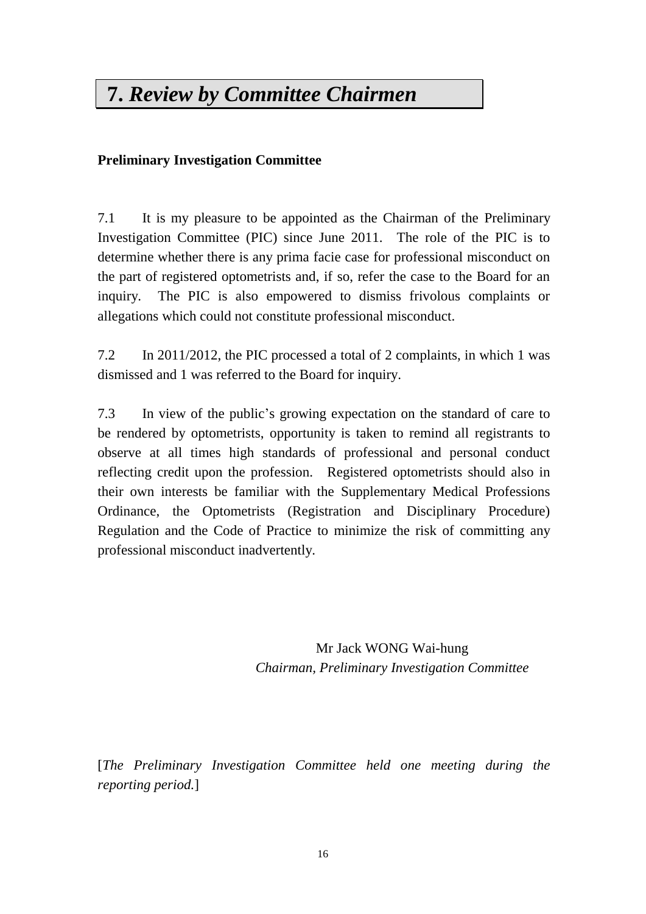# 7. *Review by Committee Chairmen*

**Preliminary Investigation Committee**

7.1 It is my pleasure to be appointed as the Chairman of the Preliminary Investigation Committee (PIC) since June 2011. The role of the PIC is to determine whether there is any prima facie case for professional misconduct on the part of registered optometrists and, if so, refer the case to the Board for an inquiry. The PIC is also empowered to dismiss frivolous complaints or allegations which could not constitute professional misconduct.

7.2 In 2011/2012, the PIC processed a total of 2 complaints, in which 1 was dismissed and 1 was referred to the Board for inquiry.

7.3 In view of the public's growing expectation on the standard of care to be rendered by optometrists, opportunity is taken to remind all registrants to observe at all times high standards of professional and personal conduct reflecting credit upon the profession. Registered optometrists should also in their own interests be familiar with the Supplementary Medical Professions Ordinance, the Optometrists (Registration and Disciplinary Procedure) Regulation and the Code of Practice to minimize the risk of committing any professional misconduct inadvertently.

Mr Jack WONG Wai-hung
*Chairman, Preliminary Investigation Committee*

[*The Preliminary Investigation Committee held one meeting during the reporting period.*]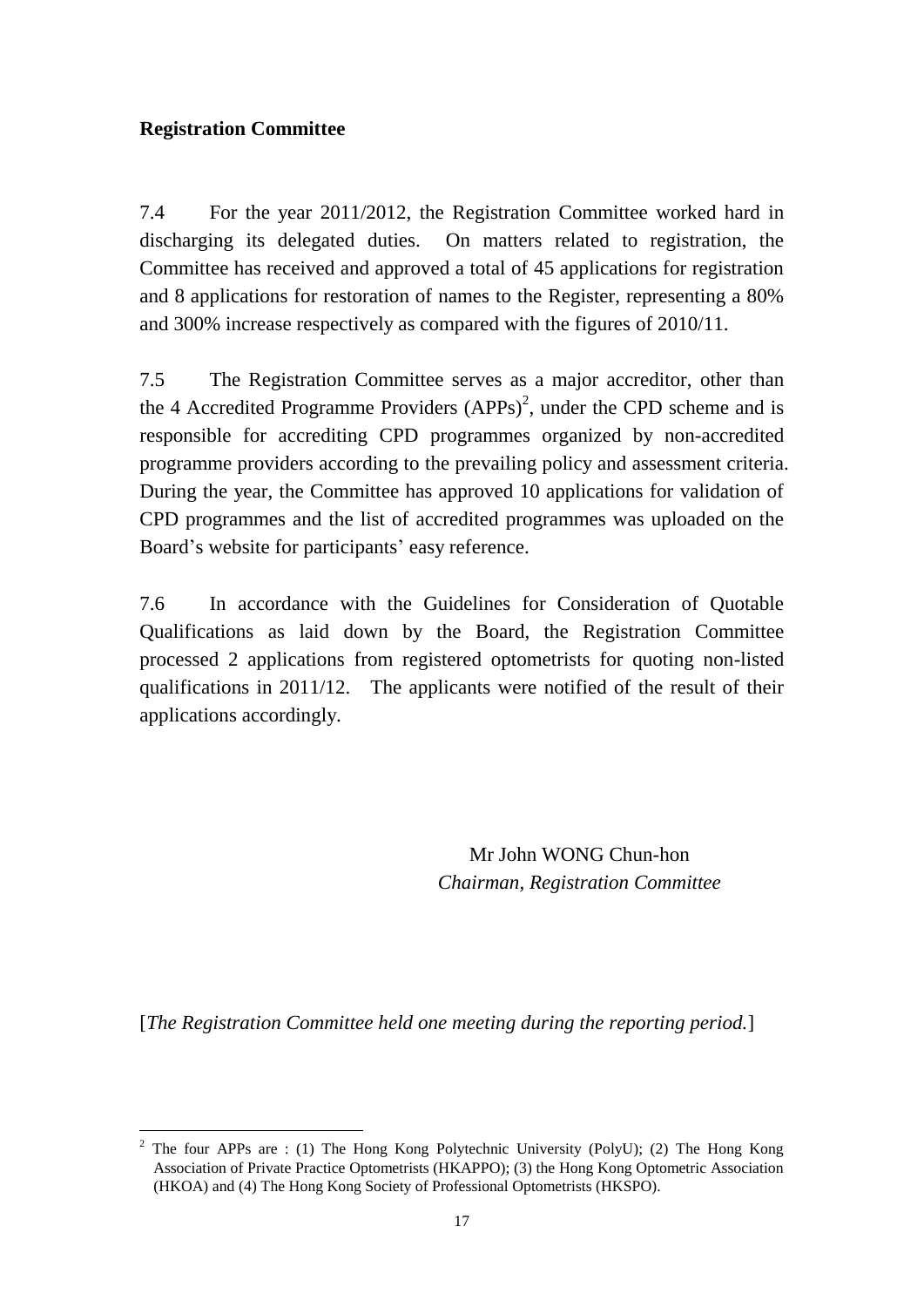**Registration Committee**

7.4 For the year 2011/2012, the Registration Committee worked hard in discharging its delegated duties. On matters related to registration, the Committee has received and approved a total of 45 applications for registration and 8 applications for restoration of names to the Register, representing a 80% and 300% increase respectively as compared with the figures of 2010/11.

7.5 The Registration Committee serves as a major accreditor, other than the 4 Accredited Programme Providers (APPs)[2], under the CPD scheme and is responsible for accrediting CPD programmes organized by non-accredited programme providers according to the prevailing policy and assessment criteria. During the year, the Committee has approved 10 applications for validation of CPD programmes and the list of accredited programmes was uploaded on the Board's website for participants' easy reference.

7.6 In accordance with the Guidelines for Consideration of Quotable Qualifications as laid down by the Board, the Registration Committee processed 2 applications from registered optometrists for quoting non-listed qualifications in 2011/12. The applicants were notified of the result of their applications accordingly.

Mr John WONG Chun-hon
*Chairman, Registration Committee*

[*The Registration Committee held one meeting during the reporting period.*]

---

[2] The four APPs are : (1) The Hong Kong Polytechnic University (PolyU); (2) The Hong Kong Association of Private Practice Optometrists (HKAPPO); (3) the Hong Kong Optometric Association (HKOA) and (4) The Hong Kong Society of Professional Optometrists (HKSPO).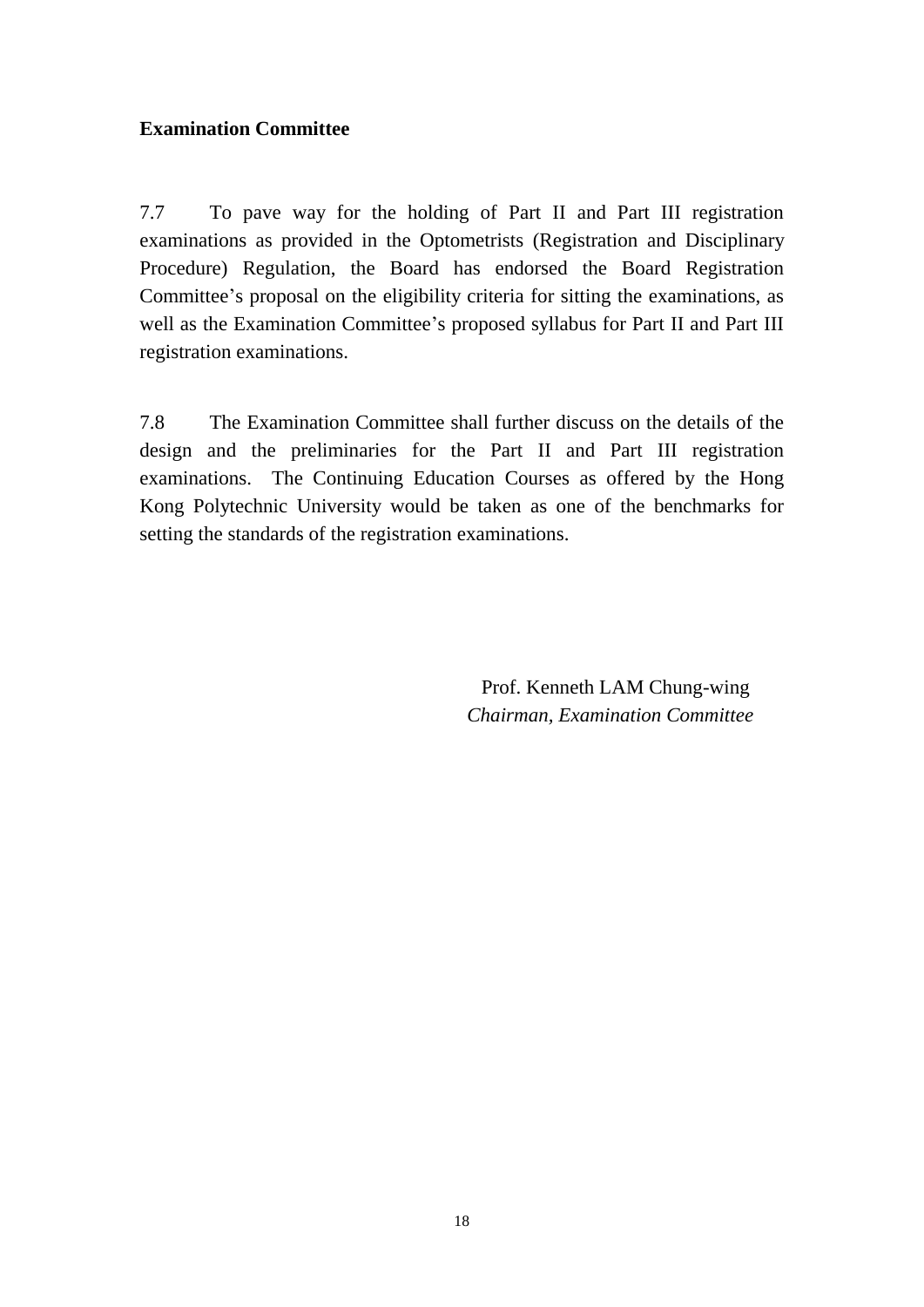**Examination Committee**

7.7 To pave way for the holding of Part II and Part III registration examinations as provided in the Optometrists (Registration and Disciplinary Procedure) Regulation, the Board has endorsed the Board Registration Committee's proposal on the eligibility criteria for sitting the examinations, as well as the Examination Committee's proposed syllabus for Part II and Part III registration examinations.

7.8 The Examination Committee shall further discuss on the details of the design and the preliminaries for the Part II and Part III registration examinations. The Continuing Education Courses as offered by the Hong Kong Polytechnic University would be taken as one of the benchmarks for setting the standards of the registration examinations.

Prof. Kenneth LAM Chung-wing
*Chairman, Examination Committee*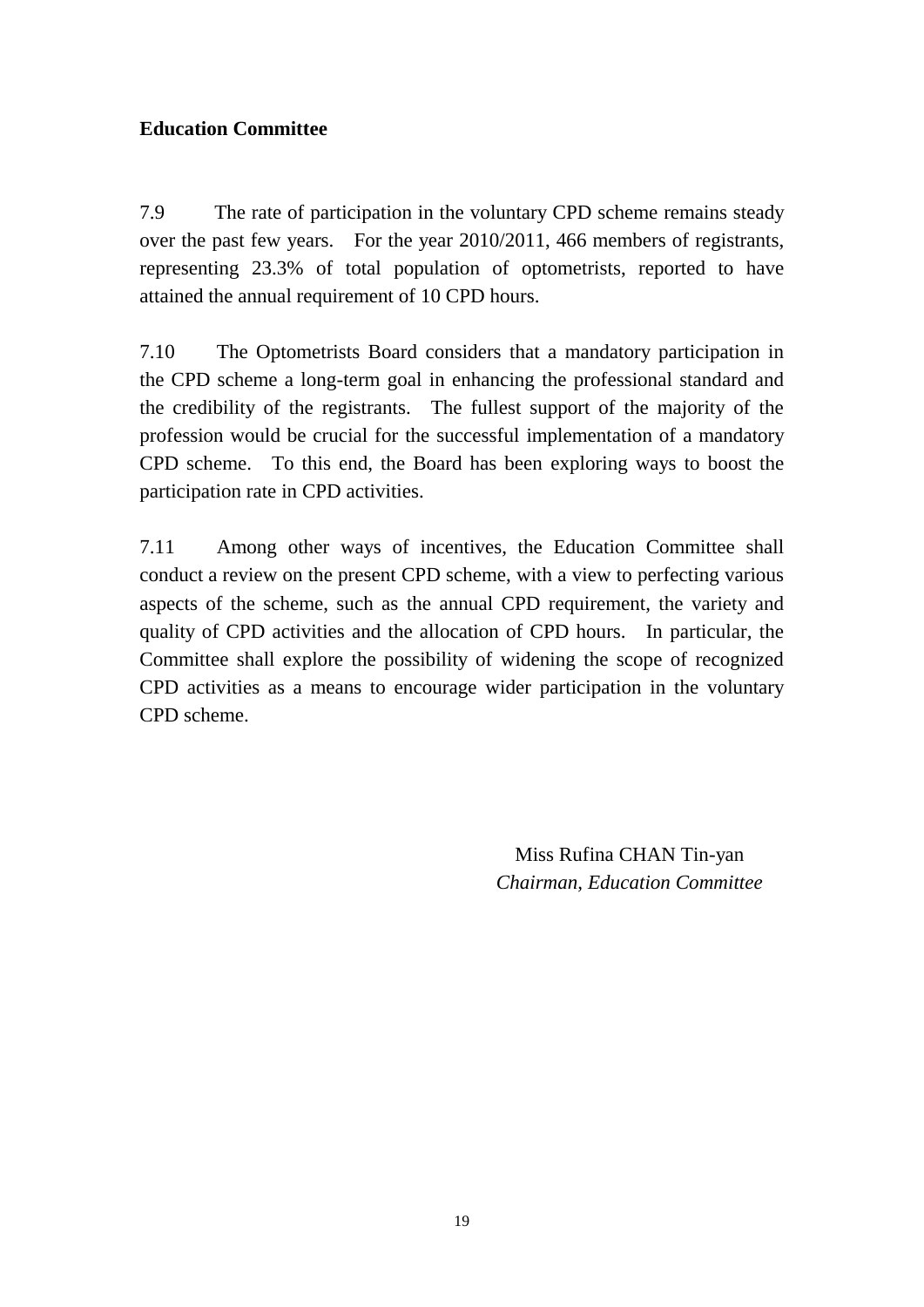**Education Committee**

7.9 The rate of participation in the voluntary CPD scheme remains steady over the past few years. For the year 2010/2011, 466 members of registrants, representing 23.3% of total population of optometrists, reported to have attained the annual requirement of 10 CPD hours.

7.10 The Optometrists Board considers that a mandatory participation in the CPD scheme a long-term goal in enhancing the professional standard and the credibility of the registrants. The fullest support of the majority of the profession would be crucial for the successful implementation of a mandatory CPD scheme. To this end, the Board has been exploring ways to boost the participation rate in CPD activities.

7.11 Among other ways of incentives, the Education Committee shall conduct a review on the present CPD scheme, with a view to perfecting various aspects of the scheme, such as the annual CPD requirement, the variety and quality of CPD activities and the allocation of CPD hours. In particular, the Committee shall explore the possibility of widening the scope of recognized CPD activities as a means to encourage wider participation in the voluntary CPD scheme.

Miss Rufina CHAN Tin-yan
*Chairman, Education Committee*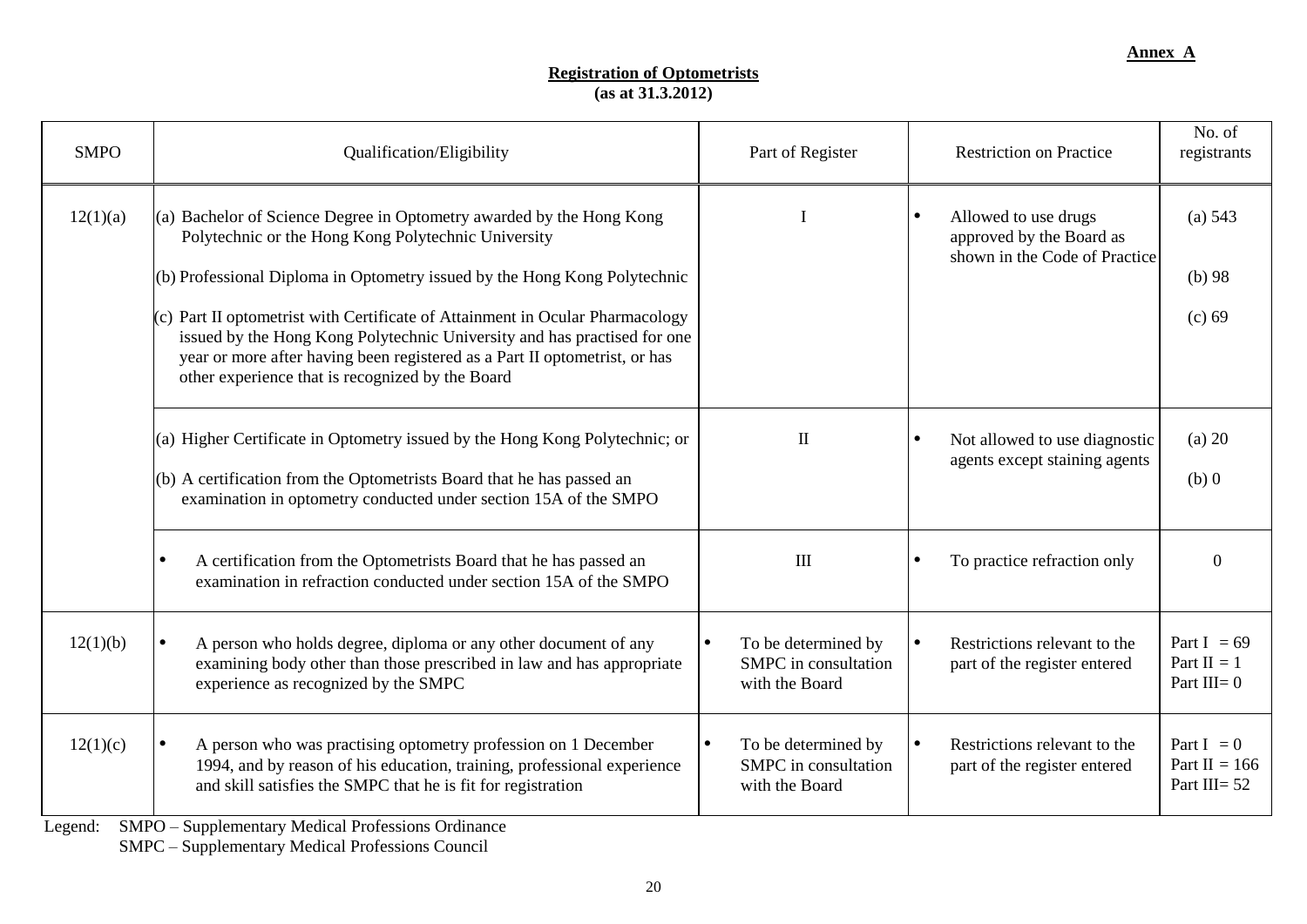**Annex A**

**Registration of Optometrists**
**(as at 31.3.2012)**

| SMPO | Qualification/Eligibility | Part of Register | Restriction on Practice | No. of registrants |
|---|---|---|---|---|
| 12(1)(a) | (a) Bachelor of Science Degree in Optometry awarded by the Hong Kong Polytechnic or the Hong Kong Polytechnic University<br><br>(b) Professional Diploma in Optometry issued by the Hong Kong Polytechnic<br><br>(c) Part II optometrist with Certificate of Attainment in Ocular Pharmacology issued by the Hong Kong Polytechnic University and has practised for one year or more after having been registered as a Part II optometrist, or has other experience that is recognized by the Board | I | • Allowed to use drugs approved by the Board as shown in the Code of Practice | (a) 543<br><br>(b) 98<br><br>(c) 69 |
| | (a) Higher Certificate in Optometry issued by the Hong Kong Polytechnic; or<br><br>(b) A certification from the Optometrists Board that he has passed an examination in optometry conducted under section 15A of the SMPO | II | • Not allowed to use diagnostic agents except staining agents | (a) 20<br><br>(b) 0 |
| | • A certification from the Optometrists Board that he has passed an examination in refraction conducted under section 15A of the SMPO | III | • To practice refraction only | 0 |
| 12(1)(b) | • A person who holds degree, diploma or any other document of any examining body other than those prescribed in law and has appropriate experience as recognized by the SMPC | • To be determined by SMPC in consultation with the Board | • Restrictions relevant to the part of the register entered | Part I = 69<br>Part II = 1<br>Part III= 0 |
| 12(1)(c) | • A person who was practising optometry profession on 1 December 1994, and by reason of his education, training, professional experience and skill satisfies the SMPC that he is fit for registration | • To be determined by SMPC in consultation with the Board | • Restrictions relevant to the part of the register entered | Part I = 0<br>Part II = 166<br>Part III= 52 |

Legend: SMPO – Supplementary Medical Professions Ordinance
SMPC – Supplementary Medical Professions Council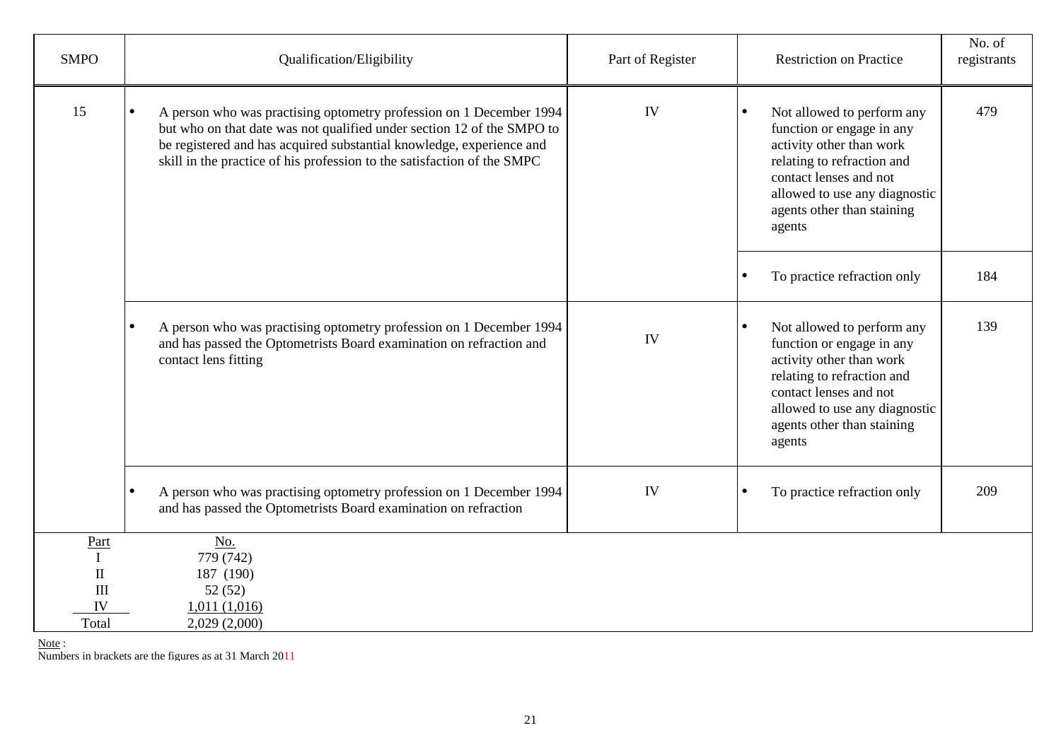| SMPO | Qualification/Eligibility | Part of Register | Restriction on Practice | No. of registrants |
|---|---|---|---|---|
| 15 | • A person who was practising optometry profession on 1 December 1994 but who on that date was not qualified under section 12 of the SMPO to be registered and has acquired substantial knowledge, experience and skill in the practice of his profession to the satisfaction of the SMPC | IV | • Not allowed to perform any function or engage in any activity other than work relating to refraction and contact lenses and not allowed to use any diagnostic agents other than staining agents | 479 |
| | | | • To practice refraction only | 184 |
| | • A person who was practising optometry profession on 1 December 1994 and has passed the Optometrists Board examination on refraction and contact lens fitting | IV | • Not allowed to perform any function or engage in any activity other than work relating to refraction and contact lenses and not allowed to use any diagnostic agents other than staining agents | 139 |
| | • A person who was practising optometry profession on 1 December 1994 and has passed the Optometrists Board examination on refraction | IV | • To practice refraction only | 209 |

| Part | No. |
|---|---|
| I | 779 (742) |
| II | 187 (190) |
| III | 52 (52) |
| IV | 1,011 (1,016) |
| Total | 2,029 (2,000) |

Note :
Numbers in brackets are the figures as at 31 March 2011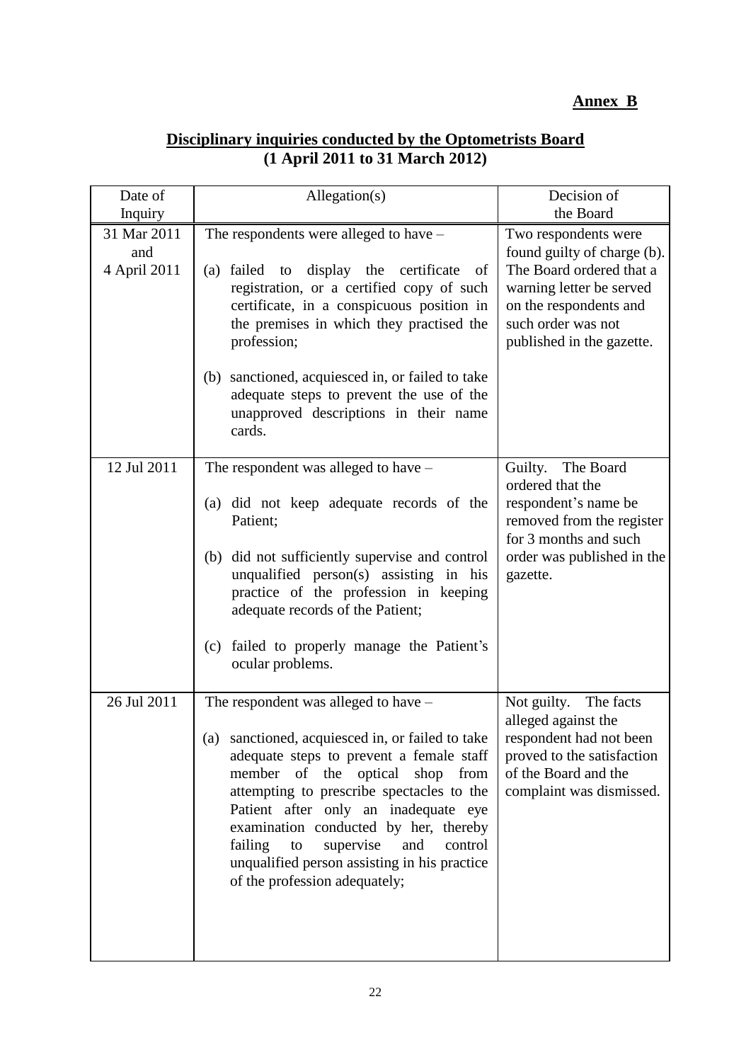**Annex B**

**Disciplinary inquiries conducted by the Optometrists Board**
**(1 April 2011 to 31 March 2012)**

| Date of Inquiry | Allegation(s) | Decision of the Board |
|---|---|---|
| 31 Mar 2011 and 4 April 2011 | The respondents were alleged to have –<br><br>(a) failed to display the certificate of registration, or a certified copy of such certificate, in a conspicuous position in the premises in which they practised the profession;<br><br>(b) sanctioned, acquiesced in, or failed to take adequate steps to prevent the use of the unapproved descriptions in their name cards. | Two respondents were found guilty of charge (b). The Board ordered that a warning letter be served on the respondents and such order was not published in the gazette. |
| 12 Jul 2011 | The respondent was alleged to have –<br><br>(a) did not keep adequate records of the Patient;<br><br>(b) did not sufficiently supervise and control unqualified person(s) assisting in his practice of the profession in keeping adequate records of the Patient;<br><br>(c) failed to properly manage the Patient's ocular problems. | Guilty. The Board ordered that the respondent's name be removed from the register for 3 months and such order was published in the gazette. |
| 26 Jul 2011 | The respondent was alleged to have –<br><br>(a) sanctioned, acquiesced in, or failed to take adequate steps to prevent a female staff member of the optical shop from attempting to prescribe spectacles to the Patient after only an inadequate eye examination conducted by her, thereby failing to supervise and control unqualified person assisting in his practice of the profession adequately; | Not guilty. The facts alleged against the respondent had not been proved to the satisfaction of the Board and the complaint was dismissed. |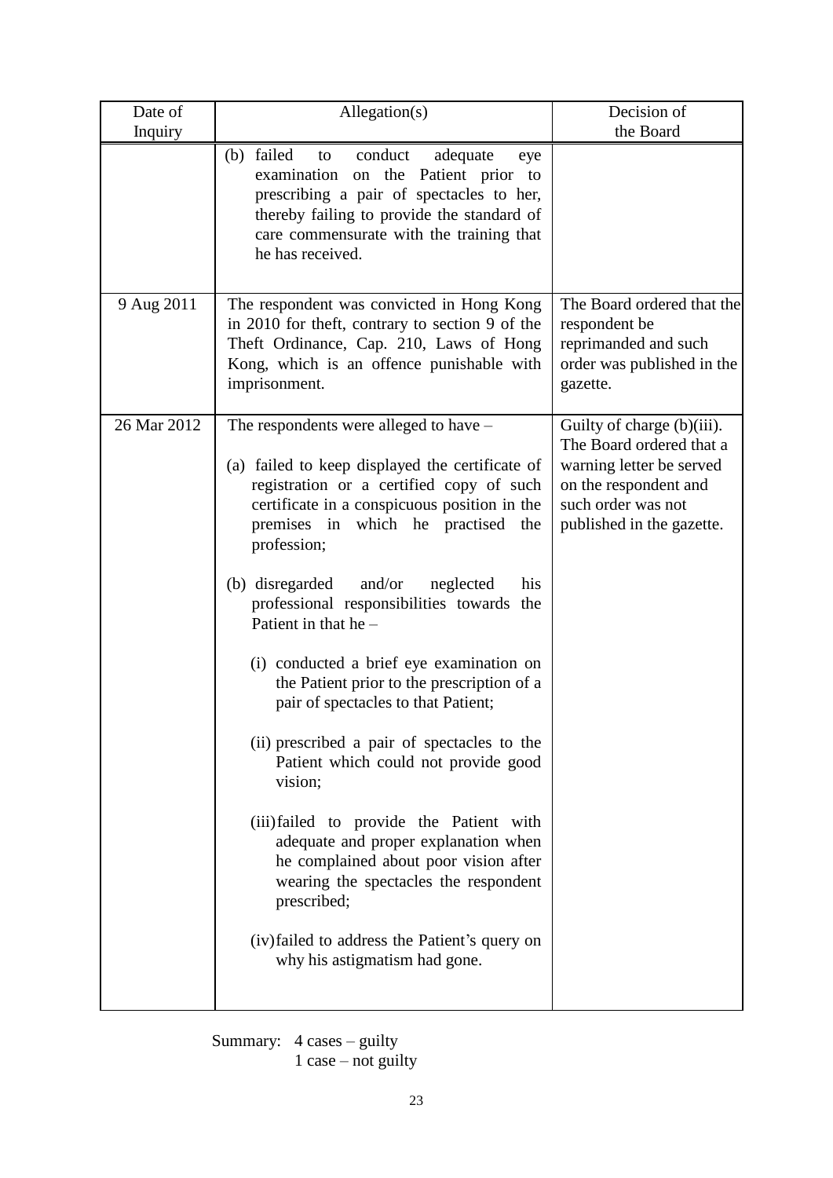| Date of Inquiry | Allegation(s) | Decision of the Board |
|---|---|---|
| | (b) failed to conduct adequate eye examination on the Patient prior to prescribing a pair of spectacles to her, thereby failing to provide the standard of care commensurate with the training that he has received. | |
| 9 Aug 2011 | The respondent was convicted in Hong Kong in 2010 for theft, contrary to section 9 of the Theft Ordinance, Cap. 210, Laws of Hong Kong, which is an offence punishable with imprisonment. | The Board ordered that the respondent be reprimanded and such order was published in the gazette. |
| 26 Mar 2012 | The respondents were alleged to have –<br><br>(a) failed to keep displayed the certificate of registration or a certified copy of such certificate in a conspicuous position in the premises in which he practised the profession;<br><br>(b) disregarded and/or neglected his professional responsibilities towards the Patient in that he –<br><br>(i) conducted a brief eye examination on the Patient prior to the prescription of a pair of spectacles to that Patient;<br><br>(ii) prescribed a pair of spectacles to the Patient which could not provide good vision;<br><br>(iii) failed to provide the Patient with adequate and proper explanation when he complained about poor vision after wearing the spectacles the respondent prescribed;<br><br>(iv) failed to address the Patient's query on why his astigmatism had gone. | Guilty of charge (b)(iii). The Board ordered that a warning letter be served on the respondent and such order was not published in the gazette. |

Summary: 4 cases – guilty
1 case – not guilty